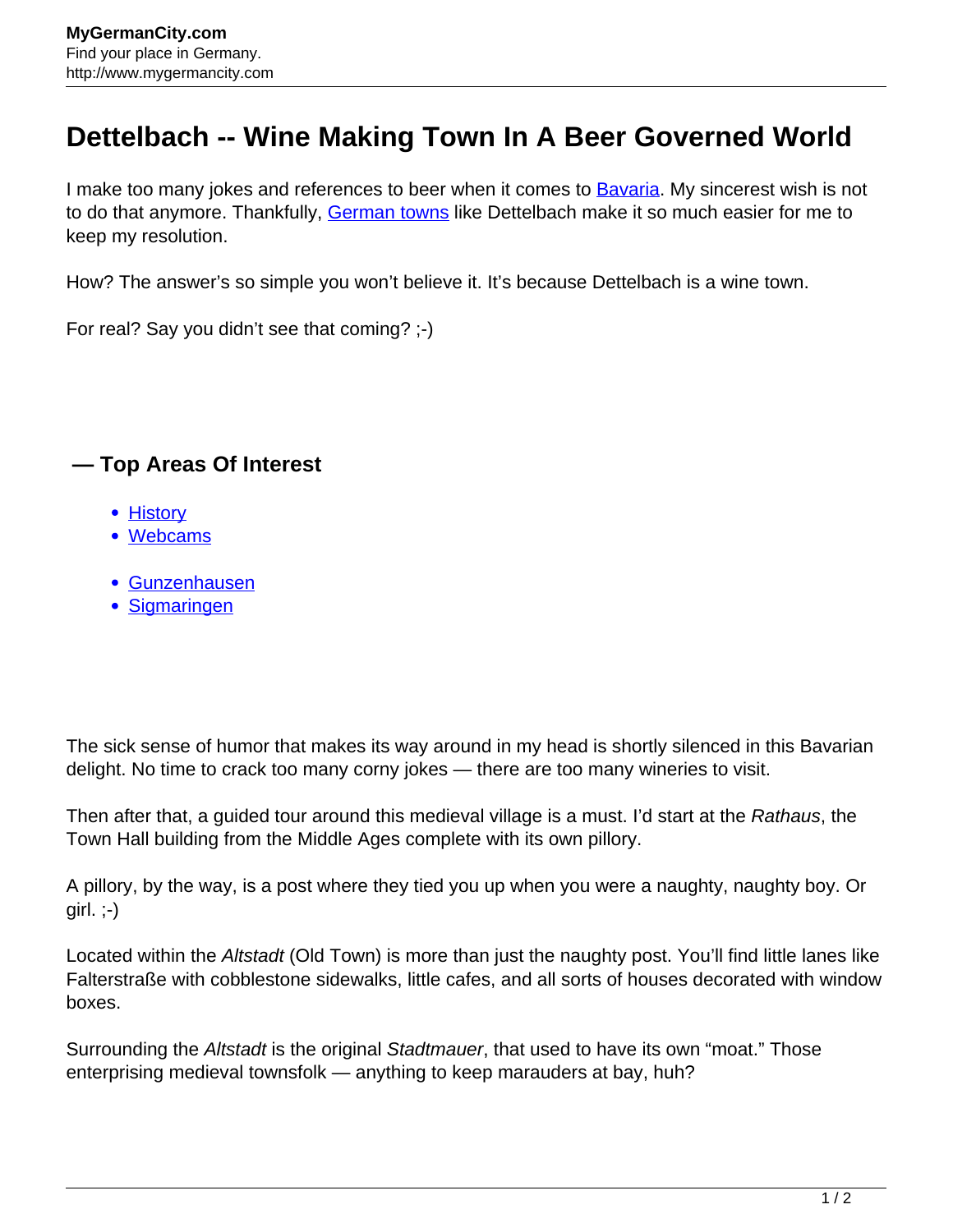# Dettelbach -- Wine Making Town In A Beer Governed World

I make too many jokes and references to beer when it comes to Bavaria. My sincerest wish is not to do that anymore. Thankfully, German towns like Dettelbach make it so much easier for me to keep my resolution.

How? The answer's so simple you won't believe it. It's because Dettelbach is a wine town.

For real? Say you didn't see that coming? ;-)

### — Top Areas Of Interest

- History
- Webcams

- Gunzenhausen
- Sigmaringen

The sick sense of humor that makes its way around in my head is shortly silenced in this Bavarian delight. No time to crack too many corny jokes — there are too many wineries to visit.

Then after that, a guided tour around this medieval village is a must. I'd start at the *Rathaus*, the Town Hall building from the Middle Ages complete with its own pillory.

A pillory, by the way, is a post where they tied you up when you were a naughty, naughty boy. Or girl. ;-)

Located within the *Altstadt* (Old Town) is more than just the naughty post. You'll find little lanes like Falterstraße with cobblestone sidewalks, little cafes, and all sorts of houses decorated with window boxes.

Surrounding the *Altstadt* is the original *Stadtmauer*, that used to have its own "moat." Those enterprising medieval townsfolk — anything to keep marauders at bay, huh?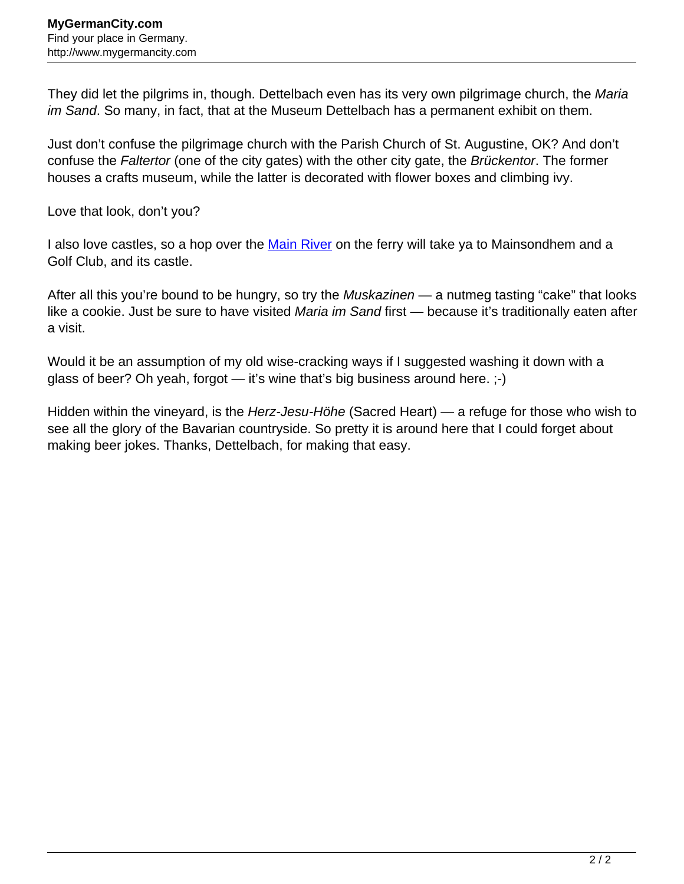They did let the pilgrims in, though. Dettelbach even has its very own pilgrimage church, the *Maria im Sand*. So many, in fact, that at the Museum Dettelbach has a permanent exhibit on them.

Just don't confuse the pilgrimage church with the Parish Church of St. Augustine, OK? And don't confuse the *Faltertor* (one of the city gates) with the other city gate, the *Brückentor*. The former houses a crafts museum, while the latter is decorated with flower boxes and climbing ivy.

Love that look, don't you?

I also love castles, so a hop over the [Main River]() on the ferry will take ya to Mainsondhem and a Golf Club, and its castle.

After all this you're bound to be hungry, so try the *Muskazinen* — a nutmeg tasting "cake" that looks like a cookie. Just be sure to have visited *Maria im Sand* first — because it's traditionally eaten after a visit.

Would it be an assumption of my old wise-cracking ways if I suggested washing it down with a glass of beer? Oh yeah, forgot — it's wine that's big business around here. ;-)

Hidden within the vineyard, is the *Herz-Jesu-Höhe* (Sacred Heart) — a refuge for those who wish to see all the glory of the Bavarian countryside. So pretty it is around here that I could forget about making beer jokes. Thanks, Dettelbach, for making that easy.